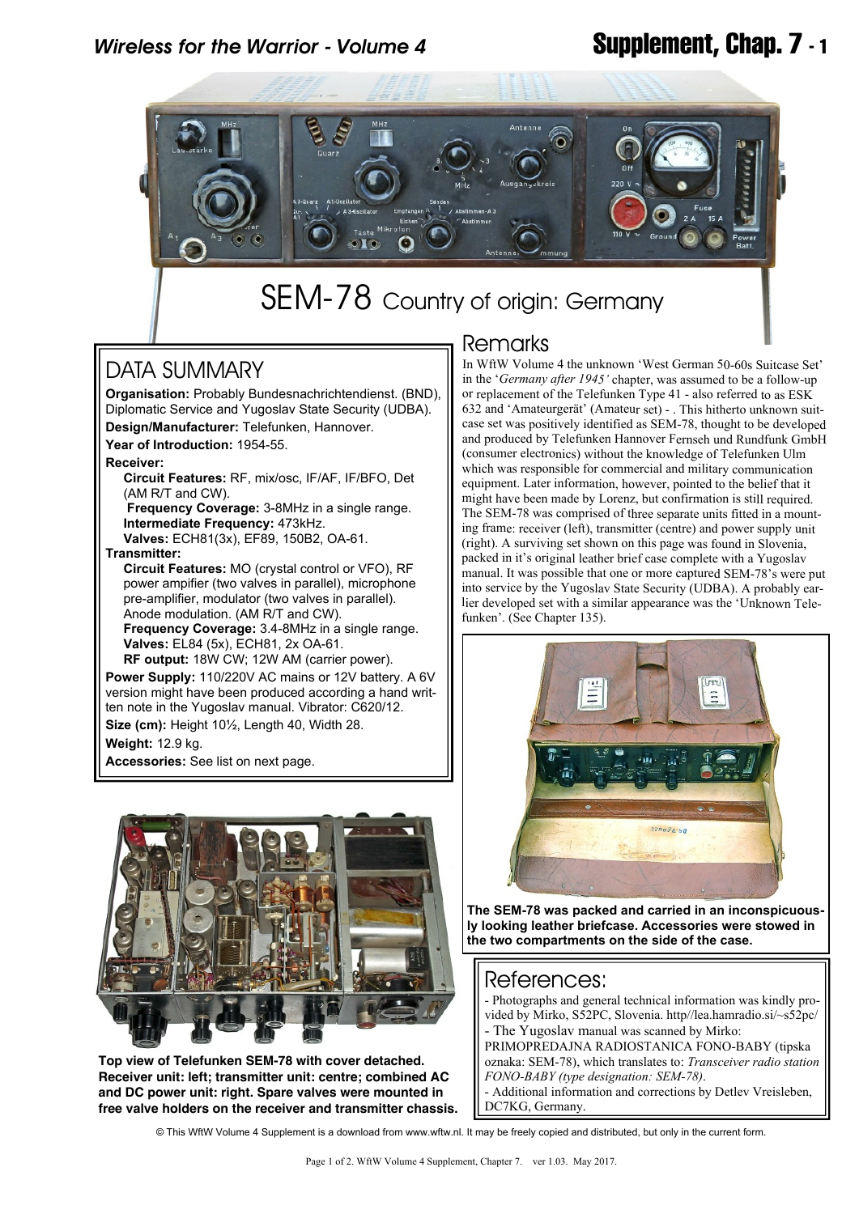# SEM-78 Country of origin: Germany

## DATA SUMMARY

**Organisation:** Probably Bundesnachrichtendienst. (BND), Diplomatic Service and Yugoslav State Security (UDBA).

**Design/Manufacturer:** Telefunken, Hannover.

**Year of Introduction:** 1954-55.

**Receiver:**

**Circuit Features:** RF, mix/osc, IF/AF, IF/BFO, Det (AM R/T and CW).

**Frequency Coverage:** 3-8MHz in a single range.

**Intermediate Frequency:** 473kHz.

**Valves:** ECH81(3x), EF89, 150B2, OA-61.

**Transmitter:**

**Circuit Features:** MO (crystal control or VFO), RF power ampifier (two valves in parallel), microphone pre-amplifier, modulator (two valves in parallel). Anode modulation. (AM R/T and CW).

**Frequency Coverage:** 3.4-8MHz in a single range.

**Valves:** EL84 (5x), ECH81, 2x OA-61.

**RF output:** 18W CW; 12W AM (carrier power).

**Power Supply:** 110/220V AC mains or 12V battery. A 6V version might have been produced according a hand written note in the Yugoslav manual. Vibrator: C620/12.

**Size (cm):** Height 10½, Length 40, Width 28.

**Weight:** 12.9 kg.

**Accessories:** See list on next page.

**Top view of Telefunken SEM-78 with cover detached. Receiver unit: left; transmitter unit: centre; combined AC and DC power unit: right. Spare valves were mounted in free valve holders on the receiver and transmitter chassis.**

## Remarks

In WftW Volume 4 the unknown 'West German 50-60s Suitcase Set' in the '*Germany after 1945'* chapter, was assumed to be a follow-up or replacement of the Telefunken Type 41 - also referred to as ESK 632 and 'Amateurgerät' (Amateur set) - . This hitherto unknown suitcase set was positively identified as SEM-78, thought to be developed and produced by Telefunken Hannover Fernseh und Rundfunk GmbH (consumer electronics) without the knowledge of Telefunken Ulm which was responsible for commercial and military communication equipment. Later information, however, pointed to the belief that it might have been made by Lorenz, but confirmation is still required. The SEM-78 was comprised of three separate units fitted in a mounting frame: receiver (left), transmitter (centre) and power supply unit (right). A surviving set shown on this page was found in Slovenia, packed in it's original leather brief case complete with a Yugoslav manual. It was possible that one or more captured SEM-78's were put into service by the Yugoslav State Security (UDBA). A probably earlier developed set with a similar appearance was the 'Unknown Telefunken'. (See Chapter 135).

**The SEM-78 was packed and carried in an inconspicuously looking leather briefcase. Accessories were stowed in the two compartments on the side of the case.**

## References:

- Photographs and general technical information was kindly provided by Mirko, S52PC, Slovenia. http//lea.hamradio.si/~s52pc/
- The Yugoslav manual was scanned by Mirko: PRIMOPREDAJNA RADIOSTANICA FONO-BABY (tipska oznaka: SEM-78), which translates to: *Transceiver radio station FONO-BABY (type designation: SEM-78)*.
- Additional information and corrections by Detlev Vreisleben, DC7KG, Germany.

© This WftW Volume 4 Supplement is a download from www.wftw.nl. It may be freely copied and distributed, but only in the current form.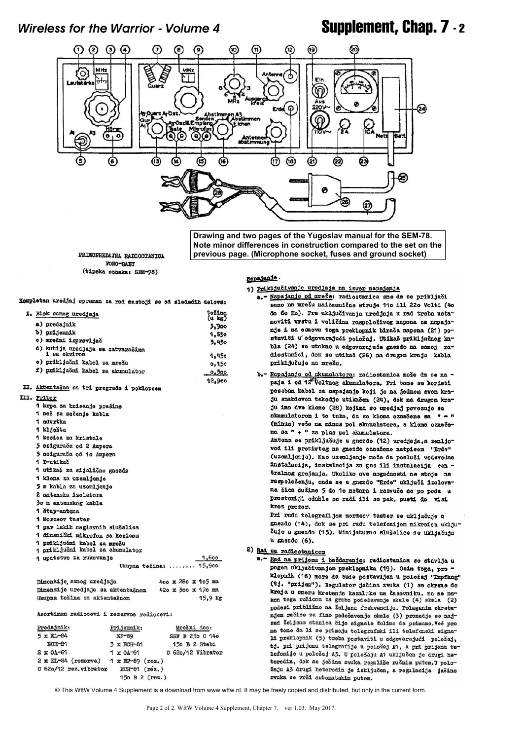Drawing and two pages of the Yugoslav manual for the SEM-78. Note minor differences in construction compared to the set on the previous page. (Microphone socket, fuses and ground socket)

PRIMOPREDAJNA RADIOSTANICA
FONO-BABY
(tipska oznaka: SEM-78)

Kompletan uredjaj spreman za rad sastoji se od sledećih delova:

I. Blok samog uredjaja

| | težina (u kg) |
|---|---|
| a) predajnik | 3,900 |
| b) prijemnik | 1,650 |
| c) mrežni ispravljač | 5,450 |
| d) kutija uredjaja sa zatvaračima i sa okvirom | 1,450 |
| e) priključni kabel za mrežu | 0,150 |
| f) priključni kabel za akumulator | 0,300 |
| | 12,900 |

II. Aktentašna sa tri pregrade i poklopcem

III. Pribor

- 1 krpa za brisanje prašine
- 1 nož za sečenje kabla
- 1 odvrtka
- 1 kliješta
- 1 kesica za kristale
- 5 osigurača od 2 Ampera
- 5 osigurača od 10 Ampera
- 1 T-utikač
- 1 utikač za sijalično gnezdo
- 1 klema za uzemljenje
- 5 m kabla za uzemljenje
- 2 antenska izolatora
- 30 m antenskog kabla
- 1 štap-antena
- 1 Morzeov taster
- 1 par lakih naglavnih slušalica
- 1 dinamički mikrofon sa kesicom
- 1 priključni kabel za mrežu
- 1 priključni kabel za akumulator
- 1 uputstvo za rukovanje — 1,600

Ukupna težina: ........ 15,900

| | |
|---|---|
| Dimenzije, samog uredjaja | 400 x 280 x 105 mm |
| Dimenzije uredjaja sa aktentašnom | 420 x 300 x 170 mm |
| Ukupna težina sa aktentašnom | 15,9 kg |

Asortiman radiocevi i rezervne radiocevi:

| Predajnik: | Prijemnik: | Mrežni deo: |
|---|---|---|
| 5 x EL-84 | EF-89 | SSF B 250 C 140 |
| ECH-81 | 3 x ECH-81 | 150 B 2 Stabi |
| 2 x 0A-61 | 1 x 0A-61 | C 620/12 Vibrator |
| 2 x EL-84 (rezorva) | 1 x EF-89 (rez.) | |
| C 620/12 rez.vibrator | ECH-81 (rez.) | |
| | 150 B 2 (rez.) | |

Napajanje.

1) Priključivanje uredjaja na izvor napajanja

a.- Napajanje od mreže: radiostanica sme da se priključi samo na mrežu naizmenične struje 110 ili 220 Volti (40 do 60 Hz). Pre uključivanja uredjaja u rad treba ustanoviti vrstu i veličinu raspoloživog napona za napajanje i na osnovu toga preklopnik birača napona (21) postaviti u odgovarajući položaj. Utikač priključnog kabla (24) se utakne u odgovarajuće gnezdo na samoj radiostanici, dok se utikač (26) na drugom kraju kabla priključuje na mrežu.

b.- Napajanje od akumulatora: radiostanica može da se napaja i od 12-Voltnog akumulatora. Pri tome se koristi poseban kabel za napajanje koji je na jednom svom kraju snabdeven takodje utikačem (24), dok na drugom kraju ima dve kleme (28) kojima se uredjaj povezuje sa akumulatorom i to tako, da se klema označena sa " - " (minus) veže na minus pol akumulatora, a klema označena sa " + " za plus pol akumulatora.
Antena se priključuje u gnezdo (12) uredjaja, a zemljovod ili protivteg na gnezdo označeno natpisom "Erde" (uzemljenje). Kao uzemljenje može da posluži vodovodna instalacija, instalacija za gas ili instalacija centralnog grejanja. Ukoliko ove mogućnosti ne stoje na raspoloženju, onda se u gnezdo "Erde" uključi izolovana žica dužine 5 do 10 metara i razvuče se po podu u prostoriji odakle se radi ili se pak, pusti da visi kroz prozor.
Pri radu telegrafijom morzeov taster se uključuje u gnezdo (14), dok se pri radu telefonijom mikrofon uključuje u gnezdo (15). Minijaturne slušalice se uključuju u gnezdo (6).

2) Rad sa radiostanicom

a.- Rad na prijemu i baždarenje: radiostanica se stavlja u pogon uključivanjem preklopnika (19). Osim toga, preklopnik (16) mora da bude postavljen u položaj "Empfang" (tj. "prijem"). Regulator jačina zvuka (1) se okrene do kraja u smeru kretanja kazaljke na časovniku. Da se nakon toga ručicom za grubo podešavanje skale (4) skala (2) podesi približno na željenu frekvenciju. Polaganim okretanjem ručice za fino podešavanje skale (3) pronadje se najzad željena stanica čije signale želimo da primamo. Već prema tome da li se primaju telegrafski ili telefonski signali preklopnik (5) treba postaviti u odgovarajući položaj, tj. pri prijemu telegrafije u položaj A1, a pri prijemu telefonije u položaj A3. U položaju A1 uključen je drugi heterodin, dok se jačina zvuka reguliše ručnim putem. U položaju A3 drugi heterodin je isključen, a regulacija jačine zvuka se vrši automatskim putem.

© This WftW Volume 4 Supplement is a download from www.wftw.nl. It may be freely copied and distributed, but only in the current form.